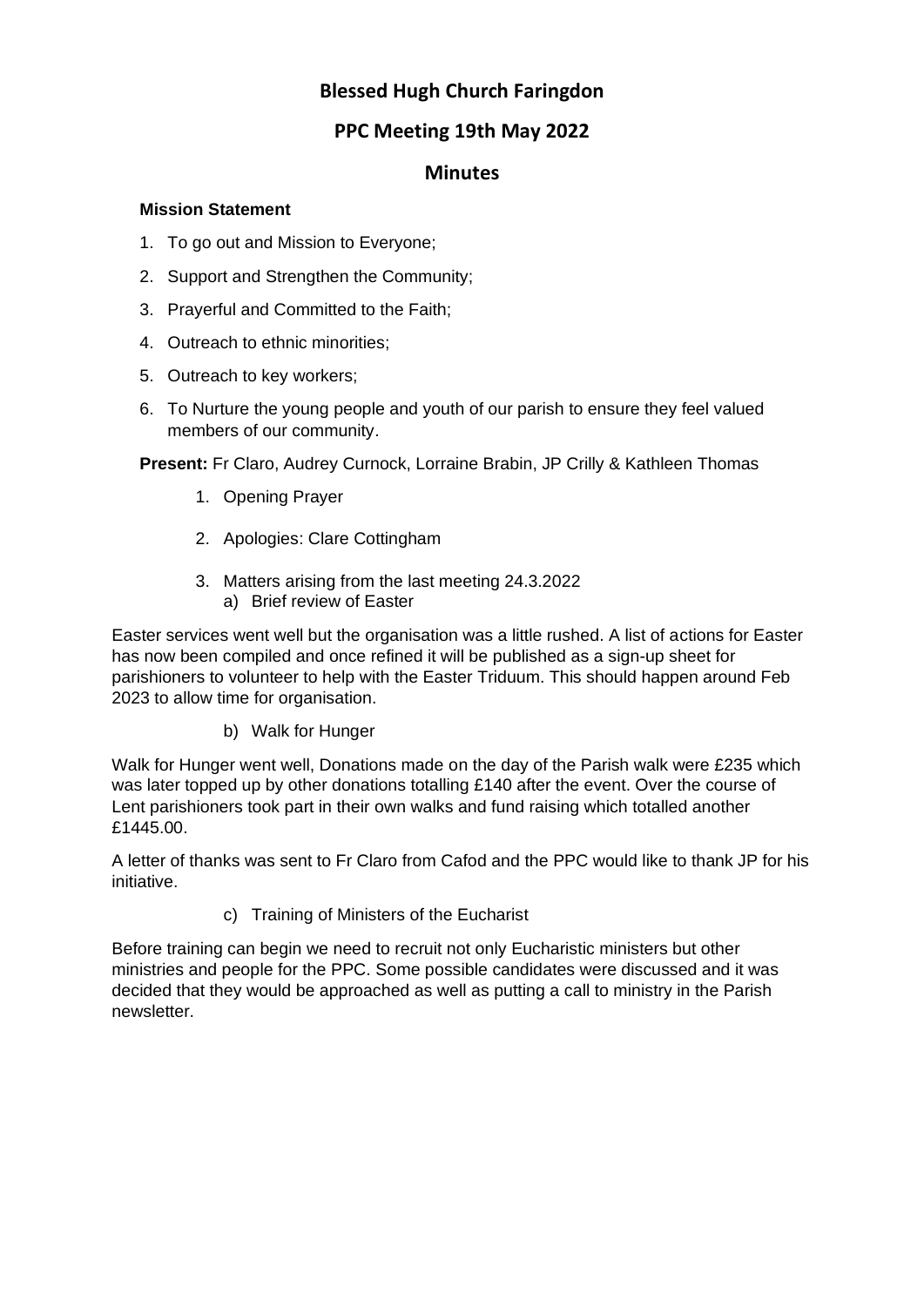# Blessed Hugh Church Faringdon

## PPC Meeting 19th May 2022

## Minutes

**Mission Statement**

1. To go out and Mission to Everyone;
2. Support and Strengthen the Community;
3. Prayerful and Committed to the Faith;
4. Outreach to ethnic minorities;
5. Outreach to key workers;
6. To Nurture the young people and youth of our parish to ensure they feel valued members of our community.

**Present:** Fr Claro, Audrey Curnock, Lorraine Brabin, JP Crilly & Kathleen Thomas

1. Opening Prayer
2. Apologies: Clare Cottingham
3. Matters arising from the last meeting 24.3.2022
   a) Brief review of Easter

Easter services went well but the organisation was a little rushed. A list of actions for Easter has now been compiled and once refined it will be published as a sign-up sheet for parishioners to volunteer to help with the Easter Triduum. This should happen around Feb 2023 to allow time for organisation.

   b) Walk for Hunger

Walk for Hunger went well, Donations made on the day of the Parish walk were £235 which was later topped up by other donations totalling £140 after the event. Over the course of Lent parishioners took part in their own walks and fund raising which totalled another £1445.00.

A letter of thanks was sent to Fr Claro from Cafod and the PPC would like to thank JP for his initiative.

   c) Training of Ministers of the Eucharist

Before training can begin we need to recruit not only Eucharistic ministers but other ministries and people for the PPC. Some possible candidates were discussed and it was decided that they would be approached as well as putting a call to ministry in the Parish newsletter.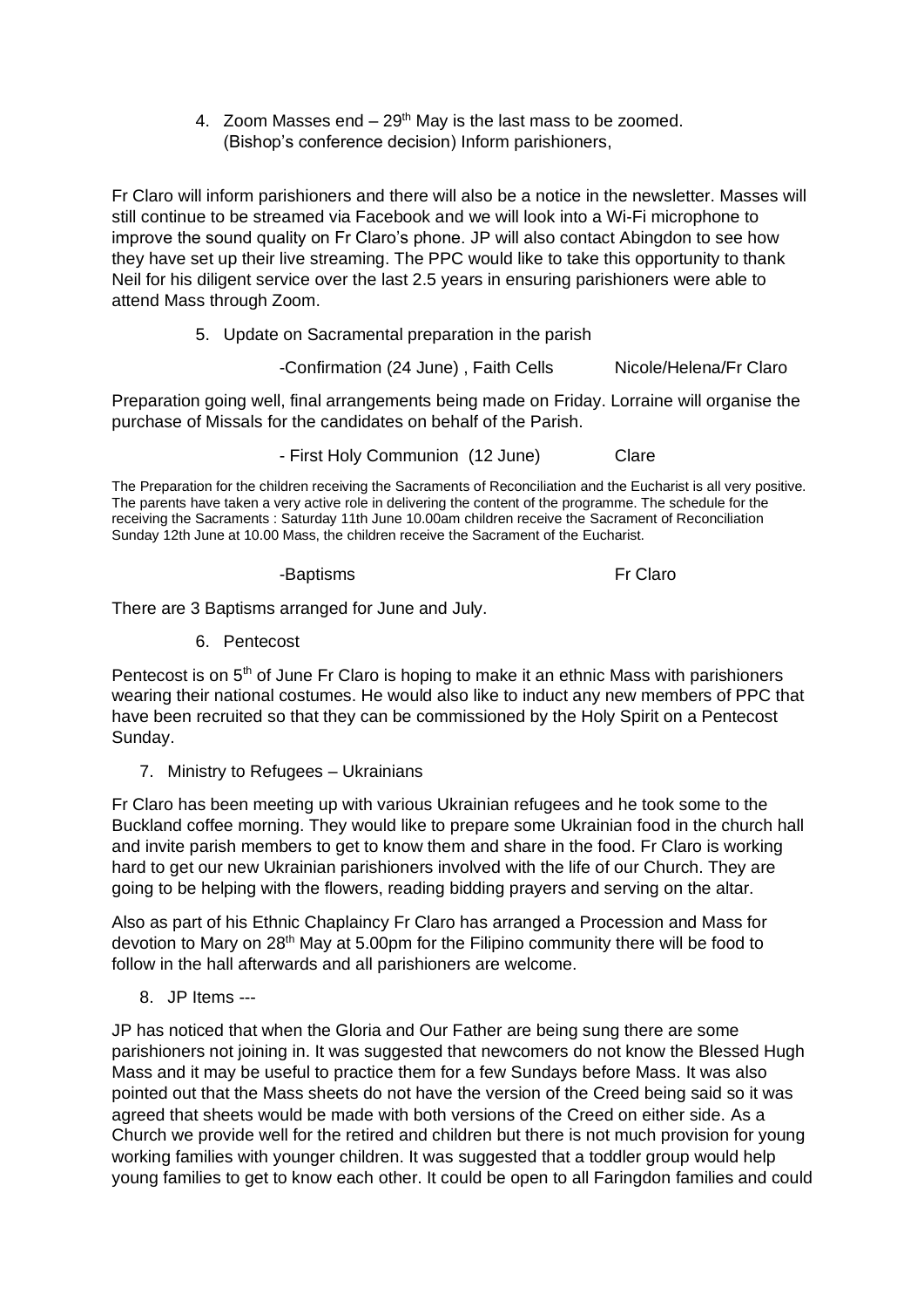4. Zoom Masses end – 29th May is the last mass to be zoomed. (Bishop's conference decision) Inform parishioners,

Fr Claro will inform parishioners and there will also be a notice in the newsletter. Masses will still continue to be streamed via Facebook and we will look into a Wi-Fi microphone to improve the sound quality on Fr Claro's phone. JP will also contact Abingdon to see how they have set up their live streaming. The PPC would like to take this opportunity to thank Neil for his diligent service over the last 2.5 years in ensuring parishioners were able to attend Mass through Zoom.

5. Update on Sacramental preparation in the parish

-Confirmation (24 June) , Faith Cells — Nicole/Helena/Fr Claro

Preparation going well, final arrangements being made on Friday. Lorraine will organise the purchase of Missals for the candidates on behalf of the Parish.

- First Holy Communion (12 June) — Clare

The Preparation for the children receiving the Sacraments of Reconciliation and the Eucharist is all very positive. The parents have taken a very active role in delivering the content of the programme. The schedule for the receiving the Sacraments : Saturday 11th June 10.00am children receive the Sacrament of Reconciliation Sunday 12th June at 10.00 Mass, the children receive the Sacrament of the Eucharist.

-Baptisms — Fr Claro

There are 3 Baptisms arranged for June and July.

6. Pentecost

Pentecost is on 5th of June Fr Claro is hoping to make it an ethnic Mass with parishioners wearing their national costumes. He would also like to induct any new members of PPC that have been recruited so that they can be commissioned by the Holy Spirit on a Pentecost Sunday.

7. Ministry to Refugees – Ukrainians

Fr Claro has been meeting up with various Ukrainian refugees and he took some to the Buckland coffee morning. They would like to prepare some Ukrainian food in the church hall and invite parish members to get to know them and share in the food. Fr Claro is working hard to get our new Ukrainian parishioners involved with the life of our Church. They are going to be helping with the flowers, reading bidding prayers and serving on the altar.

Also as part of his Ethnic Chaplaincy Fr Claro has arranged a Procession and Mass for devotion to Mary on 28th May at 5.00pm for the Filipino community there will be food to follow in the hall afterwards and all parishioners are welcome.

8. JP Items ---

JP has noticed that when the Gloria and Our Father are being sung there are some parishioners not joining in. It was suggested that newcomers do not know the Blessed Hugh Mass and it may be useful to practice them for a few Sundays before Mass. It was also pointed out that the Mass sheets do not have the version of the Creed being said so it was agreed that sheets would be made with both versions of the Creed on either side. As a Church we provide well for the retired and children but there is not much provision for young working families with younger children. It was suggested that a toddler group would help young families to get to know each other. It could be open to all Faringdon families and could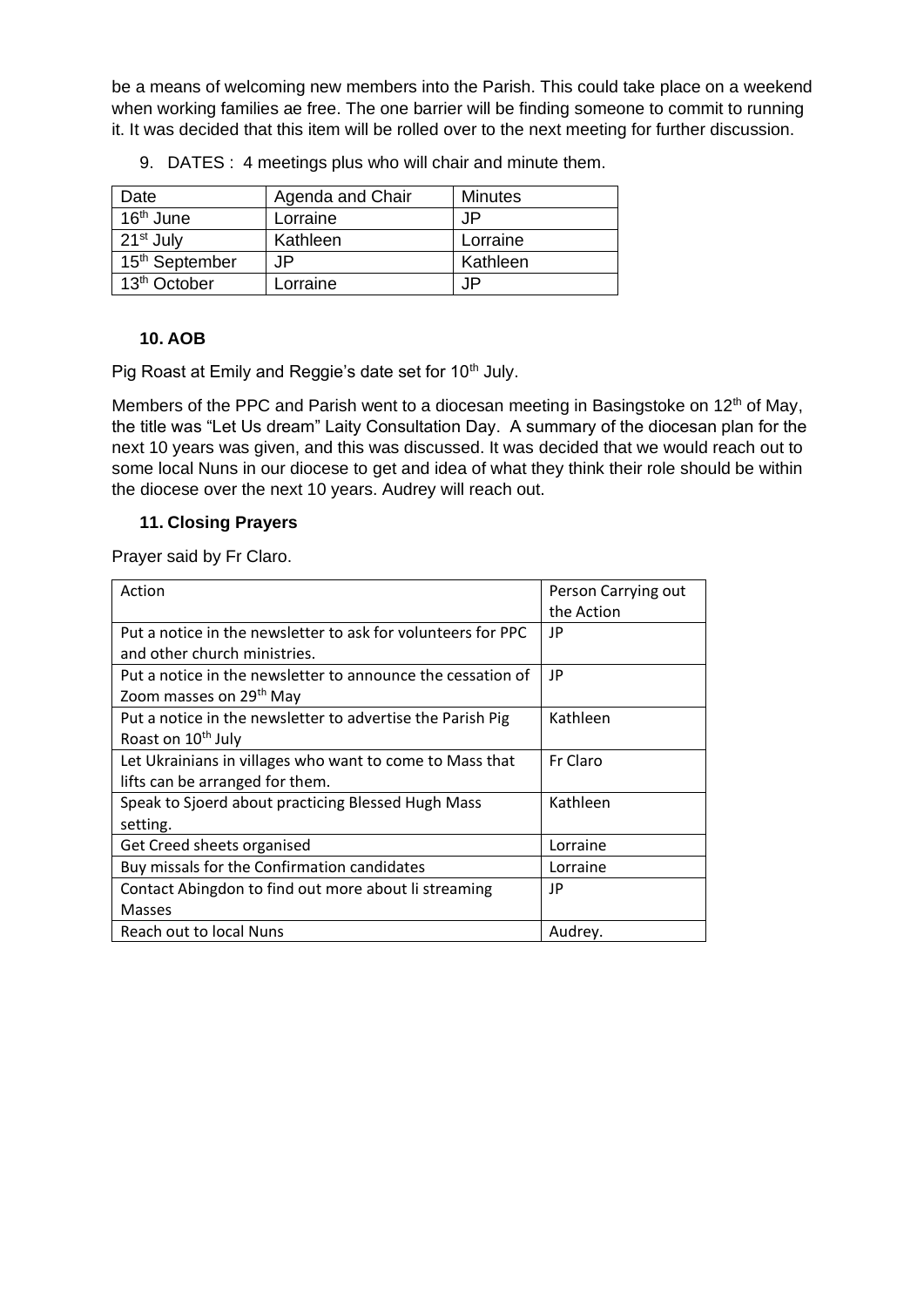be a means of welcoming new members into the Parish. This could take place on a weekend when working families ae free. The one barrier will be finding someone to commit to running it. It was decided that this item will be rolled over to the next meeting for further discussion.

9. DATES : 4 meetings plus who will chair and minute them.

| Date | Agenda and Chair | Minutes |
|---|---|---|
| 16th June | Lorraine | JP |
| 21st July | Kathleen | Lorraine |
| 15th September | JP | Kathleen |
| 13th October | Lorraine | JP |

### 10. AOB

Pig Roast at Emily and Reggie's date set for 10th July.

Members of the PPC and Parish went to a diocesan meeting in Basingstoke on 12th of May, the title was "Let Us dream" Laity Consultation Day. A summary of the diocesan plan for the next 10 years was given, and this was discussed. It was decided that we would reach out to some local Nuns in our diocese to get and idea of what they think their role should be within the diocese over the next 10 years. Audrey will reach out.

### 11. Closing Prayers

Prayer said by Fr Claro.

| Action | Person Carrying out the Action |
|---|---|
| Put a notice in the newsletter to ask for volunteers for PPC and other church ministries. | JP |
| Put a notice in the newsletter to announce the cessation of Zoom masses on 29th May | JP |
| Put a notice in the newsletter to advertise the Parish Pig Roast on 10th July | Kathleen |
| Let Ukrainians in villages who want to come to Mass that lifts can be arranged for them. | Fr Claro |
| Speak to Sjoerd about practicing Blessed Hugh Mass setting. | Kathleen |
| Get Creed sheets organised | Lorraine |
| Buy missals for the Confirmation candidates | Lorraine |
| Contact Abingdon to find out more about li streaming Masses | JP |
| Reach out to local Nuns | Audrey. |